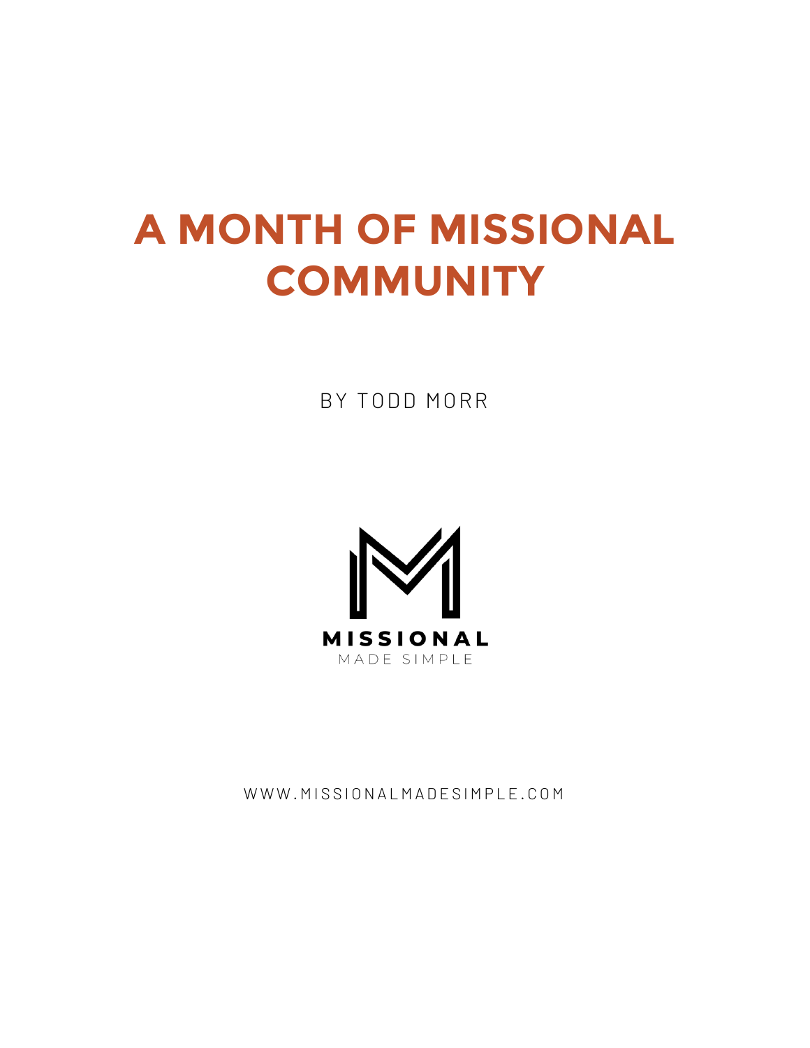# A MONTH OF MISSIONAL COMMUNITY

BY TODD MORR

MISSIONAL

MADE SIMPLE

WWW.MISSIONALMADESIMPLE.COM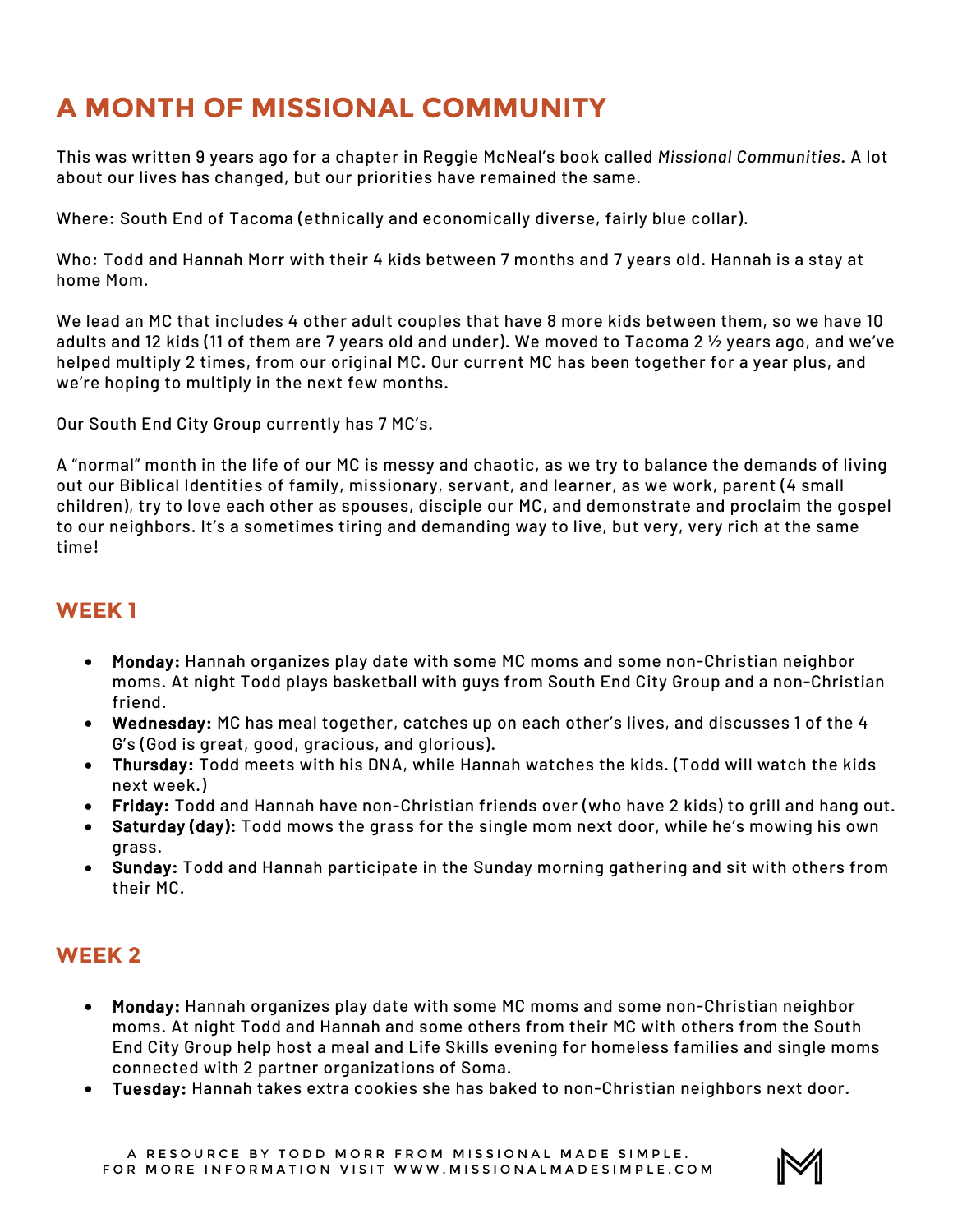# A MONTH OF MISSIONAL COMMUNITY

This was written 9 years ago for a chapter in Reggie McNeal's book called *Missional Communities*. A lot about our lives has changed, but our priorities have remained the same.

Where: South End of Tacoma (ethnically and economically diverse, fairly blue collar).

Who: Todd and Hannah Morr with their 4 kids between 7 months and 7 years old. Hannah is a stay at home Mom.

We lead an MC that includes 4 other adult couples that have 8 more kids between them, so we have 10 adults and 12 kids (11 of them are 7 years old and under). We moved to Tacoma 2 ½ years ago, and we've helped multiply 2 times, from our original MC. Our current MC has been together for a year plus, and we're hoping to multiply in the next few months.

Our South End City Group currently has 7 MC's.

A "normal" month in the life of our MC is messy and chaotic, as we try to balance the demands of living out our Biblical Identities of family, missionary, servant, and learner, as we work, parent (4 small children), try to love each other as spouses, disciple our MC, and demonstrate and proclaim the gospel to our neighbors. It's a sometimes tiring and demanding way to live, but very, very rich at the same time!

## WEEK 1

- **Monday:** Hannah organizes play date with some MC moms and some non-Christian neighbor moms. At night Todd plays basketball with guys from South End City Group and a non-Christian friend.
- **Wednesday:** MC has meal together, catches up on each other's lives, and discusses 1 of the 4 G's (God is great, good, gracious, and glorious).
- **Thursday:** Todd meets with his DNA, while Hannah watches the kids. (Todd will watch the kids next week.)
- **Friday:** Todd and Hannah have non-Christian friends over (who have 2 kids) to grill and hang out.
- **Saturday (day):** Todd mows the grass for the single mom next door, while he's mowing his own grass.
- **Sunday:** Todd and Hannah participate in the Sunday morning gathering and sit with others from their MC.

## WEEK 2

- **Monday:** Hannah organizes play date with some MC moms and some non-Christian neighbor moms. At night Todd and Hannah and some others from their MC with others from the South End City Group help host a meal and Life Skills evening for homeless families and single moms connected with 2 partner organizations of Soma.
- **Tuesday:** Hannah takes extra cookies she has baked to non-Christian neighbors next door.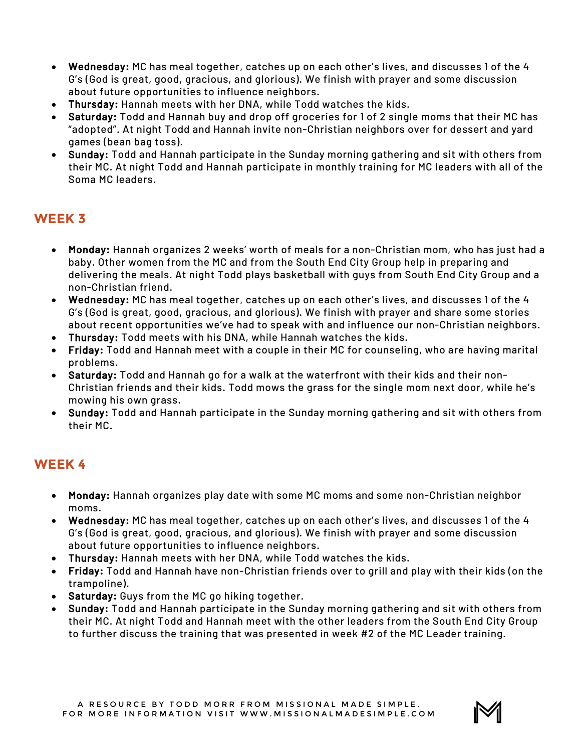- **Wednesday:** MC has meal together, catches up on each other's lives, and discusses 1 of the 4 G's (God is great, good, gracious, and glorious). We finish with prayer and some discussion about future opportunities to influence neighbors.
- **Thursday:** Hannah meets with her DNA, while Todd watches the kids.
- **Saturday:** Todd and Hannah buy and drop off groceries for 1 of 2 single moms that their MC has "adopted". At night Todd and Hannah invite non-Christian neighbors over for dessert and yard games (bean bag toss).
- **Sunday:** Todd and Hannah participate in the Sunday morning gathering and sit with others from their MC. At night Todd and Hannah participate in monthly training for MC leaders with all of the Soma MC leaders.

## WEEK 3

- **Monday:** Hannah organizes 2 weeks' worth of meals for a non-Christian mom, who has just had a baby. Other women from the MC and from the South End City Group help in preparing and delivering the meals. At night Todd plays basketball with guys from South End City Group and a non-Christian friend.
- **Wednesday:** MC has meal together, catches up on each other's lives, and discusses 1 of the 4 G's (God is great, good, gracious, and glorious). We finish with prayer and share some stories about recent opportunities we've had to speak with and influence our non-Christian neighbors.
- **Thursday:** Todd meets with his DNA, while Hannah watches the kids.
- **Friday:** Todd and Hannah meet with a couple in their MC for counseling, who are having marital problems.
- **Saturday:** Todd and Hannah go for a walk at the waterfront with their kids and their non-Christian friends and their kids. Todd mows the grass for the single mom next door, while he's mowing his own grass.
- **Sunday:** Todd and Hannah participate in the Sunday morning gathering and sit with others from their MC.

## WEEK 4

- **Monday:** Hannah organizes play date with some MC moms and some non-Christian neighbor moms.
- **Wednesday:** MC has meal together, catches up on each other's lives, and discusses 1 of the 4 G's (God is great, good, gracious, and glorious). We finish with prayer and some discussion about future opportunities to influence neighbors.
- **Thursday:** Hannah meets with her DNA, while Todd watches the kids.
- **Friday:** Todd and Hannah have non-Christian friends over to grill and play with their kids (on the trampoline).
- **Saturday:** Guys from the MC go hiking together.
- **Sunday:** Todd and Hannah participate in the Sunday morning gathering and sit with others from their MC. At night Todd and Hannah meet with the other leaders from the South End City Group to further discuss the training that was presented in week #2 of the MC Leader training.